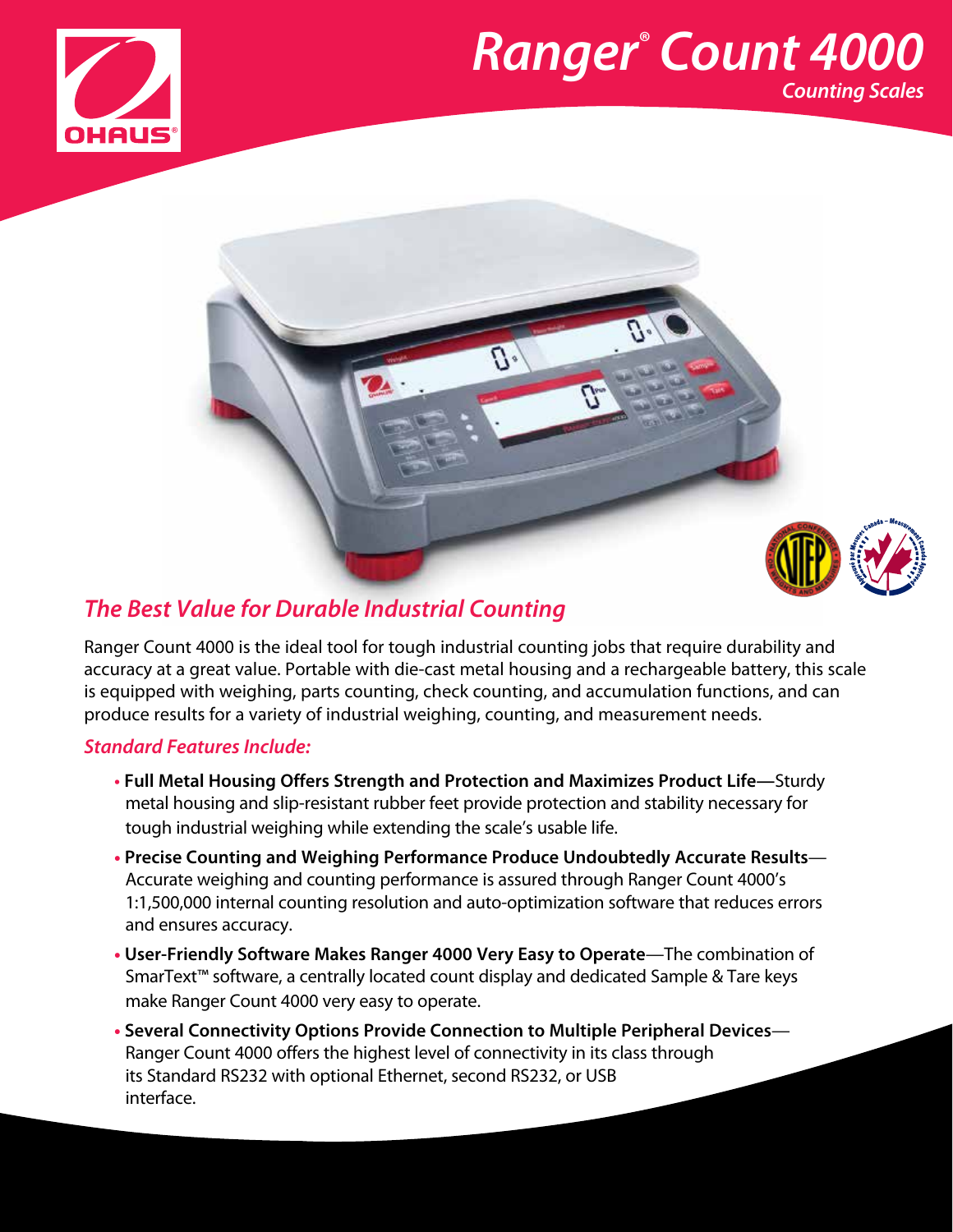# Ranger® Count 4000

## Counting Scales

## The Best Value for Durable Industrial Counting

Ranger Count 4000 is the ideal tool for tough industrial counting jobs that require durability and accuracy at a great value. Portable with die-cast metal housing and a rechargeable battery, this scale is equipped with weighing, parts counting, check counting, and accumulation functions, and can produce results for a variety of industrial weighing, counting, and measurement needs.

### Standard Features Include:

- **Full Metal Housing Offers Strength and Protection and Maximizes Product Life**—Sturdy metal housing and slip-resistant rubber feet provide protection and stability necessary for tough industrial weighing while extending the scale's usable life.
- **Precise Counting and Weighing Performance Produce Undoubtedly Accurate Results**—Accurate weighing and counting performance is assured through Ranger Count 4000's 1:1,500,000 internal counting resolution and auto-optimization software that reduces errors and ensures accuracy.
- **User-Friendly Software Makes Ranger 4000 Very Easy to Operate**—The combination of SmarText™ software, a centrally located count display and dedicated Sample & Tare keys make Ranger Count 4000 very easy to operate.
- **Several Connectivity Options Provide Connection to Multiple Peripheral Devices**—Ranger Count 4000 offers the highest level of connectivity in its class through its Standard RS232 with optional Ethernet, second RS232, or USB interface.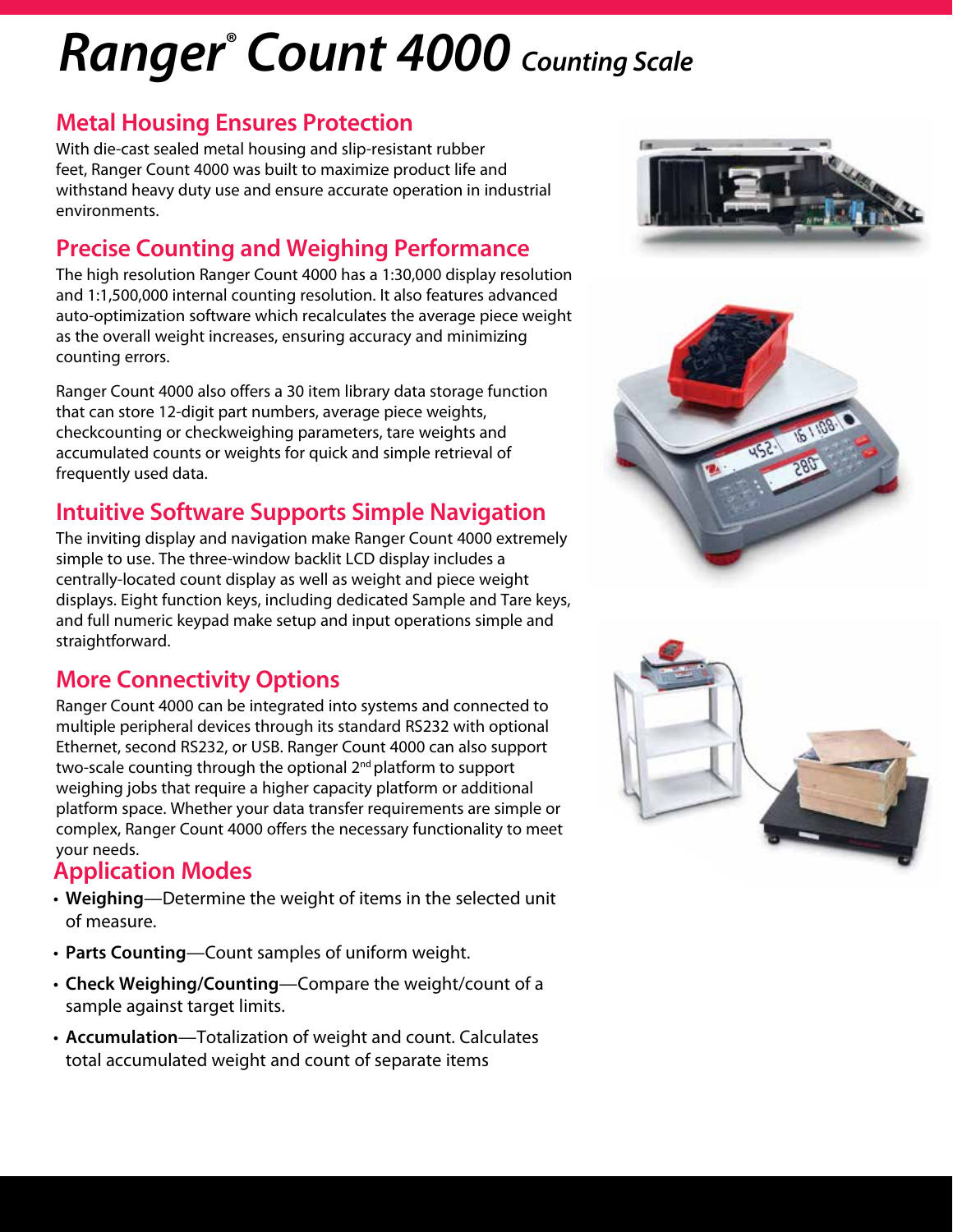# Ranger® Count 4000 Counting Scale

## Metal Housing Ensures Protection

With die-cast sealed metal housing and slip-resistant rubber feet, Ranger Count 4000 was built to maximize product life and withstand heavy duty use and ensure accurate operation in industrial environments.

## Precise Counting and Weighing Performance

The high resolution Ranger Count 4000 has a 1:30,000 display resolution and 1:1,500,000 internal counting resolution. It also features advanced auto-optimization software which recalculates the average piece weight as the overall weight increases, ensuring accuracy and minimizing counting errors.

Ranger Count 4000 also offers a 30 item library data storage function that can store 12-digit part numbers, average piece weights, checkcounting or checkweighing parameters, tare weights and accumulated counts or weights for quick and simple retrieval of frequently used data.

## Intuitive Software Supports Simple Navigation

The inviting display and navigation make Ranger Count 4000 extremely simple to use. The three-window backlit LCD display includes a centrally-located count display as well as weight and piece weight displays. Eight function keys, including dedicated Sample and Tare keys, and full numeric keypad make setup and input operations simple and straightforward.

## More Connectivity Options

Ranger Count 4000 can be integrated into systems and connected to multiple peripheral devices through its standard RS232 with optional Ethernet, second RS232, or USB. Ranger Count 4000 can also support two-scale counting through the optional 2nd platform to support weighing jobs that require a higher capacity platform or additional platform space. Whether your data transfer requirements are simple or complex, Ranger Count 4000 offers the necessary functionality to meet your needs.

## Application Modes

- **Weighing**—Determine the weight of items in the selected unit of measure.
- **Parts Counting**—Count samples of uniform weight.
- **Check Weighing/Counting**—Compare the weight/count of a sample against target limits.
- **Accumulation**—Totalization of weight and count. Calculates total accumulated weight and count of separate items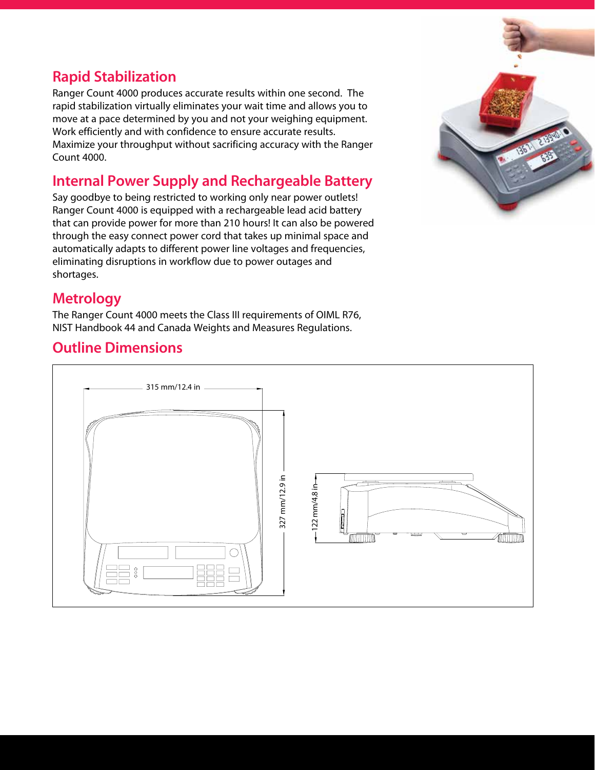## Rapid Stabilization

Ranger Count 4000 produces accurate results within one second. The rapid stabilization virtually eliminates your wait time and allows you to move at a pace determined by you and not your weighing equipment. Work efficiently and with confidence to ensure accurate results. Maximize your throughput without sacrificing accuracy with the Ranger Count 4000.

## Internal Power Supply and Rechargeable Battery

Say goodbye to being restricted to working only near power outlets! Ranger Count 4000 is equipped with a rechargeable lead acid battery that can provide power for more than 210 hours! It can also be powered through the easy connect power cord that takes up minimal space and automatically adapts to different power line voltages and frequencies, eliminating disruptions in workflow due to power outages and shortages.

## Metrology

The Ranger Count 4000 meets the Class III requirements of OIML R76, NIST Handbook 44 and Canada Weights and Measures Regulations.

## Outline Dimensions

315 mm/12.4 in

327 mm/12.9 in

122 mm/4.8 in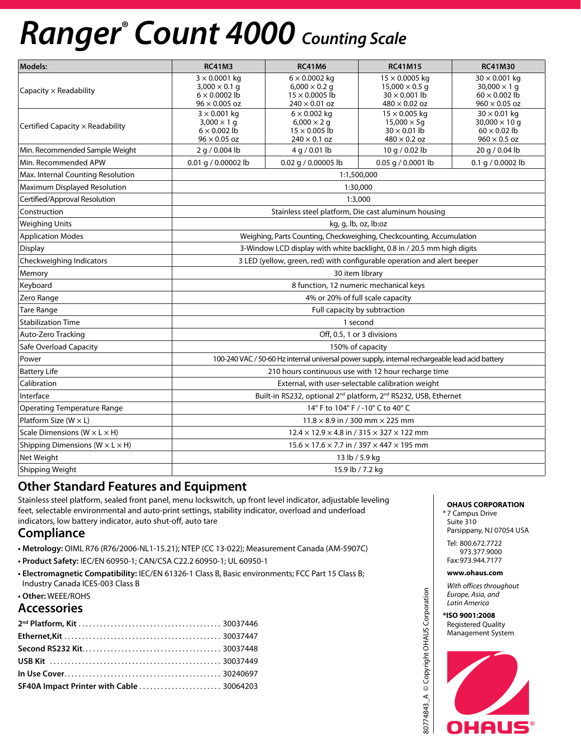# Ranger® Count 4000 Counting Scale

| Models: | RC41M3 | RC41M6 | RC41M15 | RC41M30 |
|---|---|---|---|---|
| Capacity × Readability | 3 × 0.0001 kg<br>3,000 × 0.1 g<br>6 × 0.0002 lb<br>96 × 0.005 oz | 6 × 0.0002 kg<br>6,000 × 0.2 g<br>15 × 0.0005 lb<br>240 × 0.01 oz | 15 × 0.0005 kg<br>15,000 × 0.5 g<br>30 × 0.001 lb<br>480 × 0.02 oz | 30 × 0.001 kg<br>30,000 × 1 g<br>60 × 0.002 lb<br>960 × 0.05 oz |
| Certified Capacity × Readability | 3 × 0.001 kg<br>3,000 × 1 g<br>6 × 0.002 lb<br>96 × 0.05 oz | 6 × 0.002 kg<br>6,000 × 2 g<br>15 × 0.005 lb<br>240 × 0.1 oz | 15 × 0.005 kg<br>15,000 × 5g<br>30 × 0.01 lb<br>480 × 0.2 oz | 30 × 0.01 kg<br>30,000 × 10 g<br>60 × 0.02 lb<br>960 × 0.5 oz |
| Min. Recommended Sample Weight | 2 g / 0.004 lb | 4 g / 0.01 lb | 10 g / 0.02 lb | 20 g / 0.04 lb |
| Min. Recommended APW | 0.01 g / 0.00002 lb | 0.02 g / 0.00005 lb | 0.05 g / 0.0001 lb | 0.1 g / 0.0002 lb |
| Max. Internal Counting Resolution | 1:1,500,000 | | | |
| Maximum Displayed Resolution | 1:30,000 | | | |
| Certified/Approval Resolution | 1:3,000 | | | |
| Construction | Stainless steel platform, Die cast aluminum housing | | | |
| Weighing Units | kg, g, lb, oz, lb:oz | | | |
| Application Modes | Weighing, Parts Counting, Checkweighing, Checkcounting, Accumulation | | | |
| Display | 3-Window LCD display with white backlight, 0.8 in / 20.5 mm high digits | | | |
| Checkweighing Indicators | 3 LED (yellow, green, red) with configurable operation and alert beeper | | | |
| Memory | 30 item library | | | |
| Keyboard | 8 function, 12 numeric mechanical keys | | | |
| Zero Range | 4% or 20% of full scale capacity | | | |
| Tare Range | Full capacity by subtraction | | | |
| Stabilization Time | 1 second | | | |
| Auto-Zero Tracking | Off, 0.5, 1 or 3 divisions | | | |
| Safe Overload Capacity | 150% of capacity | | | |
| Power | 100-240 VAC / 50-60 Hz internal universal power supply, internal rechargeable lead acid battery | | | |
| Battery Life | 210 hours continuous use with 12 hour recharge time | | | |
| Calibration | External, with user-selectable calibration weight | | | |
| Interface | Built-in RS232, optional 2nd platform, 2nd RS232, USB, Ethernet | | | |
| Operating Temperature Range | 14° F to 104° F / -10° C to 40° C | | | |
| Platform Size (W × L) | 11.8 × 8.9 in / 300 mm × 225 mm | | | |
| Scale Dimensions (W × L × H) | 12.4 × 12.9 × 4.8 in / 315 × 327 × 122 mm | | | |
| Shipping Dimensions (W × L × H) | 15.6 × 17.6 × 7.7 in / 397 × 447 × 195 mm | | | |
| Net Weight | 13 lb / 5.9 kg | | | |
| Shipping Weight | 15.9 lb / 7.2 kg | | | |

## Other Standard Features and Equipment

Stainless steel platform, sealed front panel, menu lockswitch, up front level indicator, adjustable leveling feet, selectable environmental and auto-print settings, stability indicator, overload and underload indicators, low battery indicator, auto shut-off, auto tare

## Compliance

- **Metrology:** OIML R76 (R76/2006-NL1-15.21); NTEP (CC 13-022); Measurement Canada (AM-5907C)
- **Product Safety:** IEC/EN 60950-1; CAN/CSA C22.2 60950-1; UL 60950-1
- **Electromagnetic Compatibility:** IEC/EN 61326-1 Class B, Basic environments; FCC Part 15 Class B; Industry Canada ICES-003 Class B
- **Other:** WEEE/ROHS

## Accessories

**2nd Platform, Kit** ........................................ 30037446
**Ethernet,Kit** ........................................ 30037447
**Second RS232 Kit** ........................................ 30037448
**USB Kit** ........................................ 30037449
**In Use Cover** ........................................ 30240697
**SF40A Impact Printer with Cable** ........................ 30064203

**OHAUS CORPORATION**
\* 7 Campus Drive
Suite 310
Parsippany, NJ 07054 USA

Tel: 800.672.7722
973.377.9000
Fax: 973.944.7177

**www.ohaus.com**

*With offices throughout Europe, Asia, and Latin America*

**\*ISO 9001:2008**
Registered Quality Management System

80774843_A © Copyright OHAUS Corporation

OHAUS®